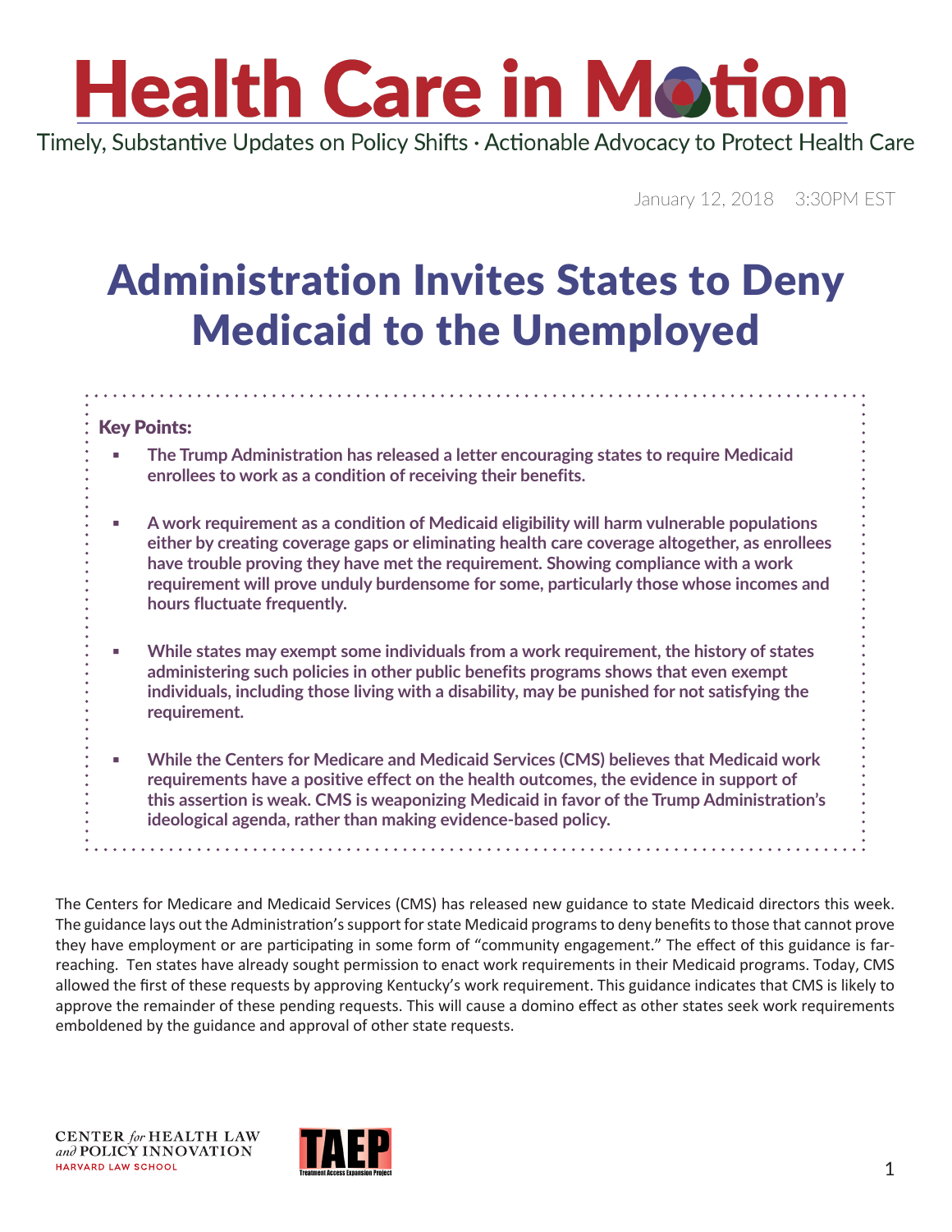# Health Care in Motion

Timely, Substantive Updates on Policy Shifts · Actionable Advocacy to Protect Health Care

January 12, 2018 3:30PM EST

## Administration Invites States to Deny Medicaid to the Unemployed

**Key Points:**

- **The Trump Administration has released a letter encouraging states to require Medicaid enrollees to work as a condition of receiving their benefits.**
- **A work requirement as a condition of Medicaid eligibility will harm vulnerable populations either by creating coverage gaps or eliminating health care coverage altogether, as enrollees have trouble proving they have met the requirement. Showing compliance with a work requirement will prove unduly burdensome for some, particularly those whose incomes and hours fluctuate frequently.**
- **While states may exempt some individuals from a work requirement, the history of states administering such policies in other public benefits programs shows that even exempt individuals, including those living with a disability, may be punished for not satisfying the requirement.**
- **While the Centers for Medicare and Medicaid Services (CMS) believes that Medicaid work requirements have a positive effect on the health outcomes, the evidence in support of this assertion is weak. CMS is weaponizing Medicaid in favor of the Trump Administration's ideological agenda, rather than making evidence-based policy.**

The Centers for Medicare and Medicaid Services (CMS) has released new guidance to state Medicaid directors this week. The guidance lays out the Administration's support for state Medicaid programs to deny benefits to those that cannot prove they have employment or are participating in some form of "community engagement." The effect of this guidance is far-reaching. Ten states have already sought permission to enact work requirements in their Medicaid programs. Today, CMS allowed the first of these requests by approving Kentucky's work requirement. This guidance indicates that CMS is likely to approve the remainder of these pending requests. This will cause a domino effect as other states seek work requirements emboldened by the guidance and approval of other state requests.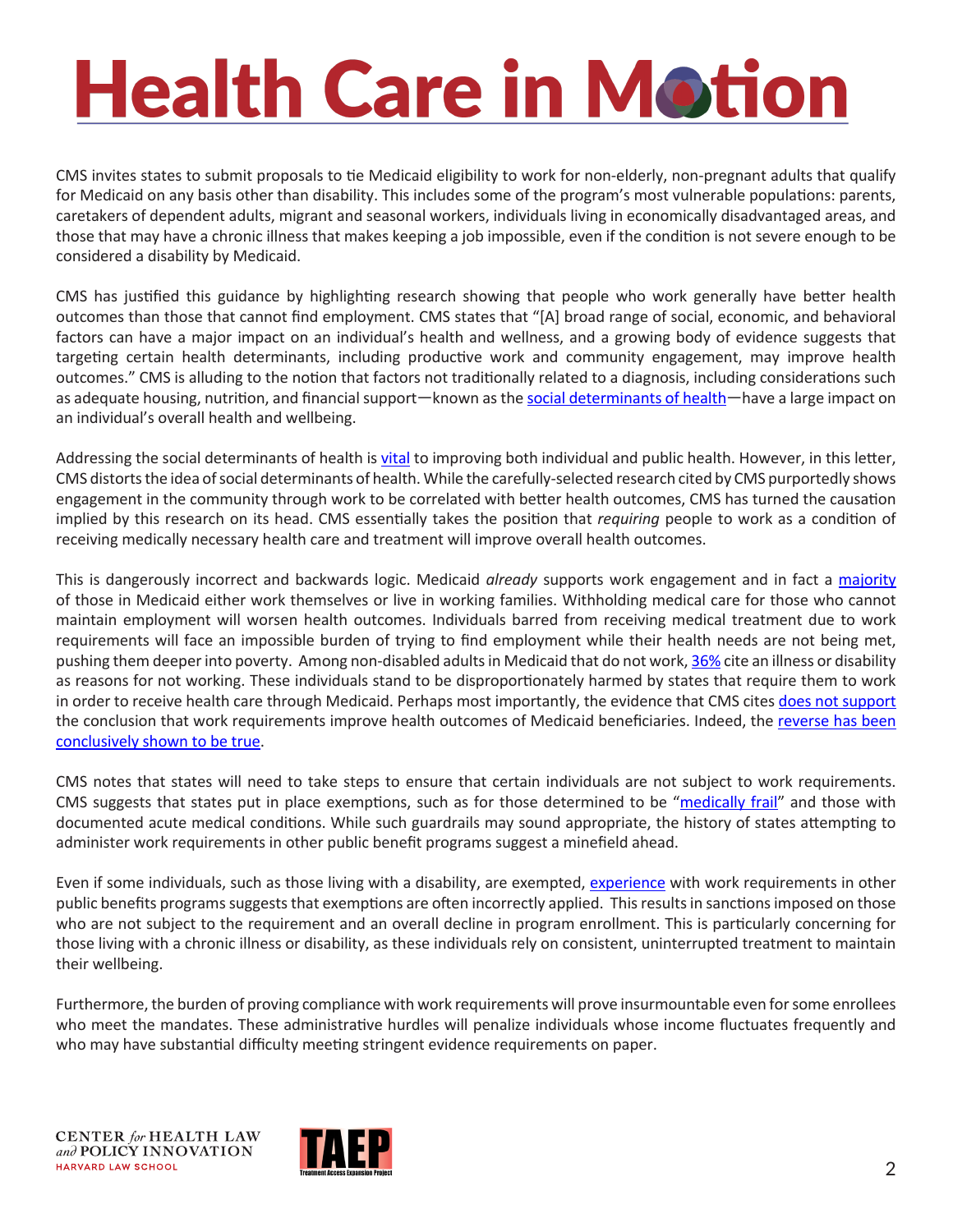CMS invites states to submit proposals to tie Medicaid eligibility to work for non-elderly, non-pregnant adults that qualify for Medicaid on any basis other than disability. This includes some of the program's most vulnerable populations: parents, caretakers of dependent adults, migrant and seasonal workers, individuals living in economically disadvantaged areas, and those that may have a chronic illness that makes keeping a job impossible, even if the condition is not severe enough to be considered a disability by Medicaid.

CMS has justified this guidance by highlighting research showing that people who work generally have better health outcomes than those that cannot find employment. CMS states that "[A] broad range of social, economic, and behavioral factors can have a major impact on an individual's health and wellness, and a growing body of evidence suggests that targeting certain health determinants, including productive work and community engagement, may improve health outcomes." CMS is alluding to the notion that factors not traditionally related to a diagnosis, including considerations such as adequate housing, nutrition, and financial support—known as the social determinants of health—have a large impact on an individual's overall health and wellbeing.

Addressing the social determinants of health is vital to improving both individual and public health. However, in this letter, CMS distorts the idea of social determinants of health. While the carefully-selected research cited by CMS purportedly shows engagement in the community through work to be correlated with better health outcomes, CMS has turned the causation implied by this research on its head. CMS essentially takes the position that *requiring* people to work as a condition of receiving medically necessary health care and treatment will improve overall health outcomes.

This is dangerously incorrect and backwards logic. Medicaid *already* supports work engagement and in fact a majority of those in Medicaid either work themselves or live in working families. Withholding medical care for those who cannot maintain employment will worsen health outcomes. Individuals barred from receiving medical treatment due to work requirements will face an impossible burden of trying to find employment while their health needs are not being met, pushing them deeper into poverty. Among non-disabled adults in Medicaid that do not work, 36% cite an illness or disability as reasons for not working. These individuals stand to be disproportionately harmed by states that require them to work in order to receive health care through Medicaid. Perhaps most importantly, the evidence that CMS cites does not support the conclusion that work requirements improve health outcomes of Medicaid beneficiaries. Indeed, the reverse has been conclusively shown to be true.

CMS notes that states will need to take steps to ensure that certain individuals are not subject to work requirements. CMS suggests that states put in place exemptions, such as for those determined to be "medically frail" and those with documented acute medical conditions. While such guardrails may sound appropriate, the history of states attempting to administer work requirements in other public benefit programs suggest a minefield ahead.

Even if some individuals, such as those living with a disability, are exempted, experience with work requirements in other public benefits programs suggests that exemptions are often incorrectly applied. This results in sanctions imposed on those who are not subject to the requirement and an overall decline in program enrollment. This is particularly concerning for those living with a chronic illness or disability, as these individuals rely on consistent, uninterrupted treatment to maintain their wellbeing.

Furthermore, the burden of proving compliance with work requirements will prove insurmountable even for some enrollees who meet the mandates. These administrative hurdles will penalize individuals whose income fluctuates frequently and who may have substantial difficulty meeting stringent evidence requirements on paper.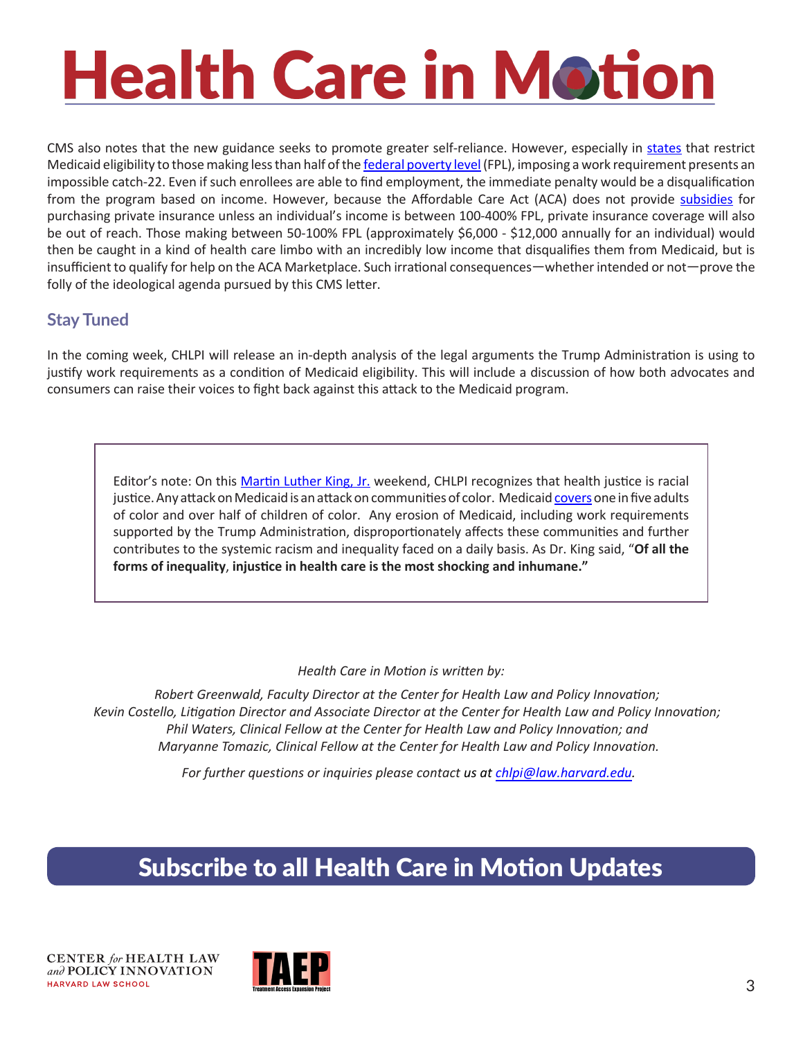# Health Care in Motion

CMS also notes that the new guidance seeks to promote greater self-reliance. However, especially in states that restrict Medicaid eligibility to those making less than half of the federal poverty level (FPL), imposing a work requirement presents an impossible catch-22. Even if such enrollees are able to find employment, the immediate penalty would be a disqualification from the program based on income. However, because the Affordable Care Act (ACA) does not provide subsidies for purchasing private insurance unless an individual's income is between 100-400% FPL, private insurance coverage will also be out of reach. Those making between 50-100% FPL (approximately $6,000 - $12,000 annually for an individual) would then be caught in a kind of health care limbo with an incredibly low income that disqualifies them from Medicaid, but is insufficient to qualify for help on the ACA Marketplace. Such irrational consequences—whether intended or not—prove the folly of the ideological agenda pursued by this CMS letter.

## Stay Tuned

In the coming week, CHLPI will release an in-depth analysis of the legal arguments the Trump Administration is using to justify work requirements as a condition of Medicaid eligibility. This will include a discussion of how both advocates and consumers can raise their voices to fight back against this attack to the Medicaid program.

> Editor's note: On this Martin Luther King, Jr. weekend, CHLPI recognizes that health justice is racial justice. Any attack on Medicaid is an attack on communities of color. Medicaid covers one in five adults of color and over half of children of color. Any erosion of Medicaid, including work requirements supported by the Trump Administration, disproportionately affects these communities and further contributes to the systemic racism and inequality faced on a daily basis. As Dr. King said, "**Of all the forms of inequality**, **injustice in health care is the most shocking and inhumane."**

*Health Care in Motion is written by:*

*Robert Greenwald, Faculty Director at the Center for Health Law and Policy Innovation;*
*Kevin Costello, Litigation Director and Associate Director at the Center for Health Law and Policy Innovation;*
*Phil Waters, Clinical Fellow at the Center for Health Law and Policy Innovation; and*
*Maryanne Tomazic, Clinical Fellow at the Center for Health Law and Policy Innovation.*

*For further questions or inquiries please contact us at chlpi@law.harvard.edu.*

**Subscribe to all Health Care in Motion Updates**

CENTER *for* HEALTH LAW *and* POLICY INNOVATION
HARVARD LAW SCHOOL

TAEP
Treatment Access Expansion Project